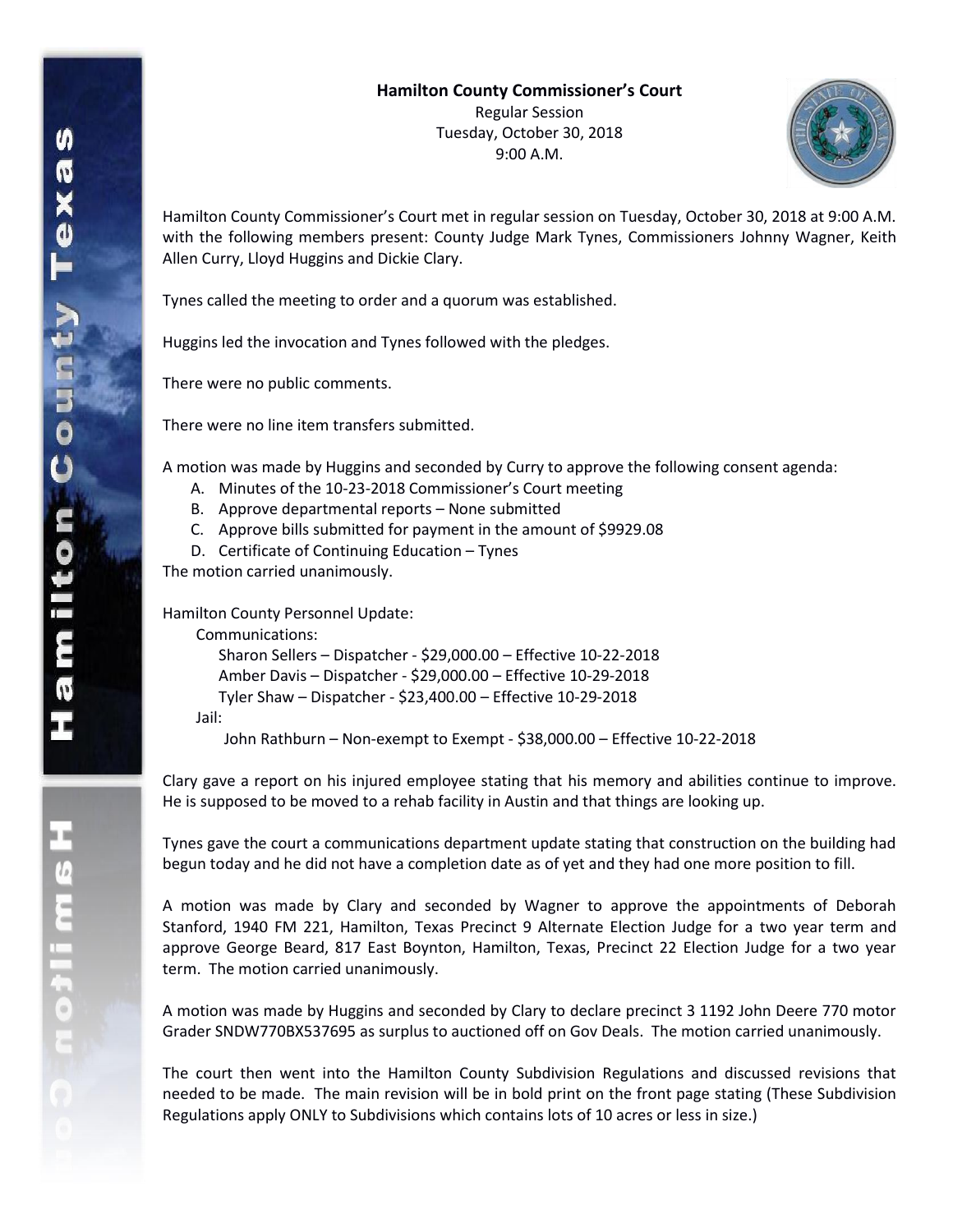**Hamilton County Commissioner's Court**
Regular Session
Tuesday, October 30, 2018
9:00 A.M.

Hamilton County Commissioner's Court met in regular session on Tuesday, October 30, 2018 at 9:00 A.M. with the following members present: County Judge Mark Tynes, Commissioners Johnny Wagner, Keith Allen Curry, Lloyd Huggins and Dickie Clary.

Tynes called the meeting to order and a quorum was established.

Huggins led the invocation and Tynes followed with the pledges.

There were no public comments.

There were no line item transfers submitted.

A motion was made by Huggins and seconded by Curry to approve the following consent agenda:

A. Minutes of the 10-23-2018 Commissioner's Court meeting
B. Approve departmental reports – None submitted
C. Approve bills submitted for payment in the amount of $9929.08
D. Certificate of Continuing Education – Tynes

The motion carried unanimously.

Hamilton County Personnel Update:

Communications:

- Sharon Sellers – Dispatcher - $29,000.00 – Effective 10-22-2018
- Amber Davis – Dispatcher - $29,000.00 – Effective 10-29-2018
- Tyler Shaw – Dispatcher - $23,400.00 – Effective 10-29-2018

Jail:

- John Rathburn – Non-exempt to Exempt - $38,000.00 – Effective 10-22-2018

Clary gave a report on his injured employee stating that his memory and abilities continue to improve. He is supposed to be moved to a rehab facility in Austin and that things are looking up.

Tynes gave the court a communications department update stating that construction on the building had begun today and he did not have a completion date as of yet and they had one more position to fill.

A motion was made by Clary and seconded by Wagner to approve the appointments of Deborah Stanford, 1940 FM 221, Hamilton, Texas Precinct 9 Alternate Election Judge for a two year term and approve George Beard, 817 East Boynton, Hamilton, Texas, Precinct 22 Election Judge for a two year term. The motion carried unanimously.

A motion was made by Huggins and seconded by Clary to declare precinct 3 1192 John Deere 770 motor Grader SNDW770BX537695 as surplus to auctioned off on Gov Deals. The motion carried unanimously.

The court then went into the Hamilton County Subdivision Regulations and discussed revisions that needed to be made. The main revision will be in bold print on the front page stating (These Subdivision Regulations apply ONLY to Subdivisions which contains lots of 10 acres or less in size.)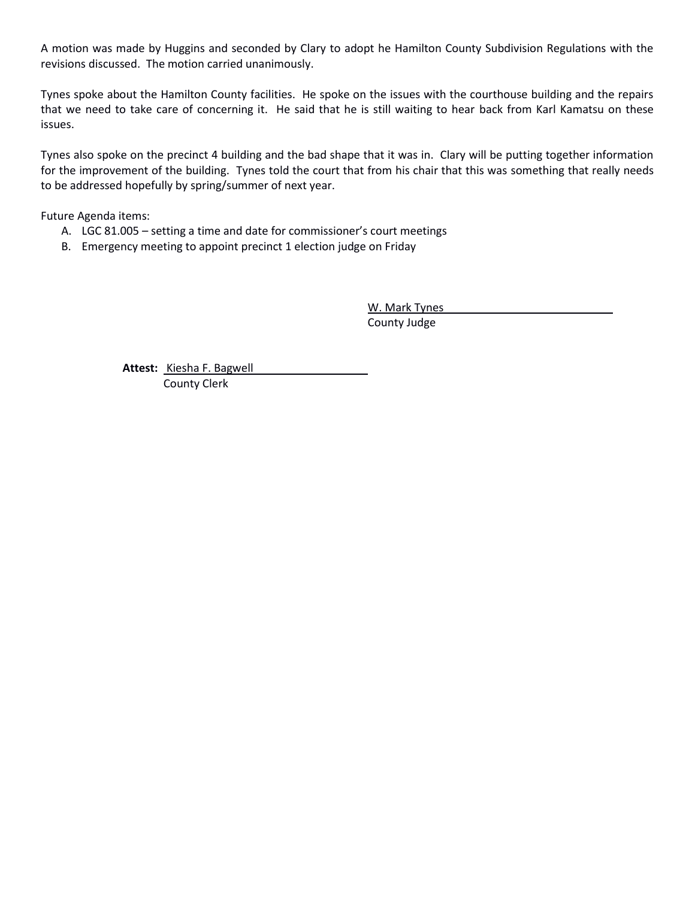A motion was made by Huggins and seconded by Clary to adopt he Hamilton County Subdivision Regulations with the revisions discussed. The motion carried unanimously.

Tynes spoke about the Hamilton County facilities. He spoke on the issues with the courthouse building and the repairs that we need to take care of concerning it. He said that he is still waiting to hear back from Karl Kamatsu on these issues.

Tynes also spoke on the precinct 4 building and the bad shape that it was in. Clary will be putting together information for the improvement of the building. Tynes told the court that from his chair that this was something that really needs to be addressed hopefully by spring/summer of next year.

Future Agenda items:

A. LGC 81.005 – setting a time and date for commissioner's court meetings
B. Emergency meeting to appoint precinct 1 election judge on Friday

W. Mark Tynes
County Judge

**Attest:** Kiesha F. Bagwell
County Clerk